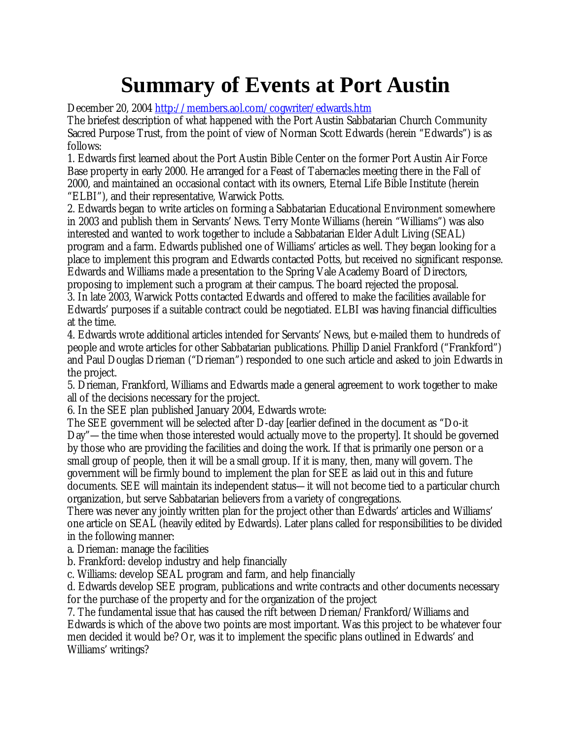# Summary of Events at Port Austin

December 20, 2004 http://members.aol.com/cogwriter/edwards.htm

The briefest description of what happened with the Port Austin Sabbatarian Church Community Sacred Purpose Trust, from the point of view of Norman Scott Edwards (herein "Edwards") is as follows:

1. Edwards first learned about the Port Austin Bible Center on the former Port Austin Air Force Base property in early 2000. He arranged for a Feast of Tabernacles meeting there in the Fall of 2000, and maintained an occasional contact with its owners, Eternal Life Bible Institute (herein "ELBI"), and their representative, Warwick Potts.

2. Edwards began to write articles on forming a Sabbatarian Educational Environment somewhere in 2003 and publish them in Servants' News. Terry Monte Williams (herein "Williams") was also interested and wanted to work together to include a Sabbatarian Elder Adult Living (SEAL) program and a farm. Edwards published one of Williams' articles as well. They began looking for a place to implement this program and Edwards contacted Potts, but received no significant response. Edwards and Williams made a presentation to the Spring Vale Academy Board of Directors, proposing to implement such a program at their campus. The board rejected the proposal.

3. In late 2003, Warwick Potts contacted Edwards and offered to make the facilities available for Edwards' purposes if a suitable contract could be negotiated. ELBI was having financial difficulties at the time.

4. Edwards wrote additional articles intended for Servants' News, but e-mailed them to hundreds of people and wrote articles for other Sabbatarian publications. Phillip Daniel Frankford ("Frankford") and Paul Douglas Drieman ("Drieman") responded to one such article and asked to join Edwards in the project.

5. Drieman, Frankford, Williams and Edwards made a general agreement to work together to make all of the decisions necessary for the project.

6. In the SEE plan published January 2004, Edwards wrote:

The SEE government will be selected after D-day [earlier defined in the document as "Do-it Day"—the time when those interested would actually move to the property]. It should be governed by those who are providing the facilities and doing the work. If that is primarily one person or a small group of people, then it will be a small group. If it is many, then, many will govern. The government will be firmly bound to implement the plan for SEE as laid out in this and future documents. SEE will maintain its independent status—it will not become tied to a particular church organization, but serve Sabbatarian believers from a variety of congregations.

There was never any jointly written plan for the project other than Edwards' articles and Williams' one article on SEAL (heavily edited by Edwards). Later plans called for responsibilities to be divided in the following manner:

a. Drieman: manage the facilities
b. Frankford: develop industry and help financially
c. Williams: develop SEAL program and farm, and help financially
d. Edwards develop SEE program, publications and write contracts and other documents necessary for the purchase of the property and for the organization of the project

7. The fundamental issue that has caused the rift between Drieman/Frankford/Williams and Edwards is which of the above two points are most important. Was this project to be whatever four men decided it would be? Or, was it to implement the specific plans outlined in Edwards' and Williams' writings?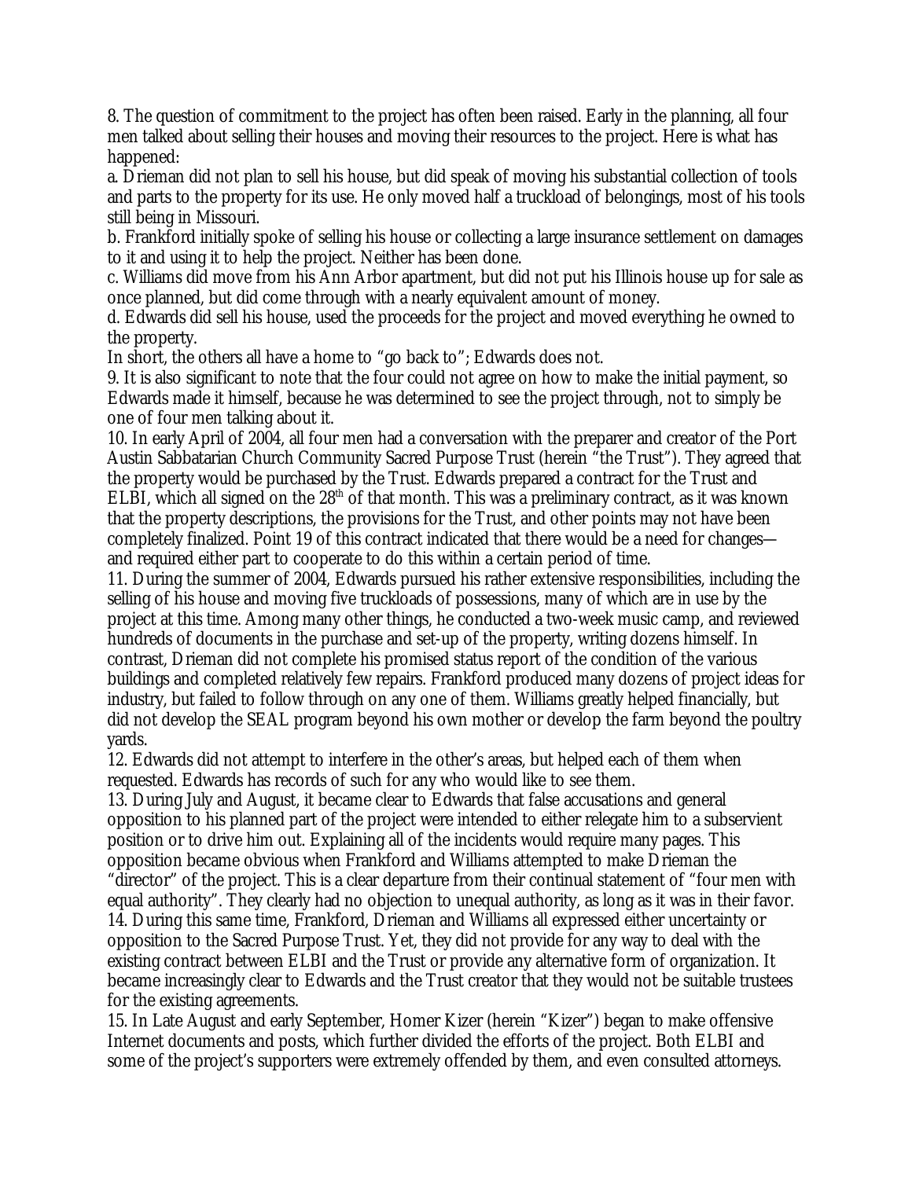8. The question of commitment to the project has often been raised. Early in the planning, all four men talked about selling their houses and moving their resources to the project. Here is what has happened:

a. Drieman did not plan to sell his house, but did speak of moving his substantial collection of tools and parts to the property for its use. He only moved half a truckload of belongings, most of his tools still being in Missouri.

b. Frankford initially spoke of selling his house or collecting a large insurance settlement on damages to it and using it to help the project. Neither has been done.

c. Williams did move from his Ann Arbor apartment, but did not put his Illinois house up for sale as once planned, but did come through with a nearly equivalent amount of money.

d. Edwards did sell his house, used the proceeds for the project and moved everything he owned to the property.

In short, the others all have a home to "go back to"; Edwards does not.

9. It is also significant to note that the four could not agree on how to make the initial payment, so Edwards made it himself, because he was determined to see the project through, not to simply be one of four men talking about it.

10. In early April of 2004, all four men had a conversation with the preparer and creator of the Port Austin Sabbatarian Church Community Sacred Purpose Trust (herein "the Trust"). They agreed that the property would be purchased by the Trust. Edwards prepared a contract for the Trust and ELBI, which all signed on the 28th of that month. This was a preliminary contract, as it was known that the property descriptions, the provisions for the Trust, and other points may not have been completely finalized. Point 19 of this contract indicated that there would be a need for changes—and required either part to cooperate to do this within a certain period of time.

11. During the summer of 2004, Edwards pursued his rather extensive responsibilities, including the selling of his house and moving five truckloads of possessions, many of which are in use by the project at this time. Among many other things, he conducted a two-week music camp, and reviewed hundreds of documents in the purchase and set-up of the property, writing dozens himself. In contrast, Drieman did not complete his promised status report of the condition of the various buildings and completed relatively few repairs. Frankford produced many dozens of project ideas for industry, but failed to follow through on any one of them. Williams greatly helped financially, but did not develop the SEAL program beyond his own mother or develop the farm beyond the poultry yards.

12. Edwards did not attempt to interfere in the other's areas, but helped each of them when requested. Edwards has records of such for any who would like to see them.

13. During July and August, it became clear to Edwards that false accusations and general opposition to his planned part of the project were intended to either relegate him to a subservient position or to drive him out. Explaining all of the incidents would require many pages. This opposition became obvious when Frankford and Williams attempted to make Drieman the "director" of the project. This is a clear departure from their continual statement of "four men with equal authority". They clearly had no objection to unequal authority, as long as it was in their favor.

14. During this same time, Frankford, Drieman and Williams all expressed either uncertainty or opposition to the Sacred Purpose Trust. Yet, they did not provide for any way to deal with the existing contract between ELBI and the Trust or provide any alternative form of organization. It became increasingly clear to Edwards and the Trust creator that they would not be suitable trustees for the existing agreements.

15. In Late August and early September, Homer Kizer (herein "Kizer") began to make offensive Internet documents and posts, which further divided the efforts of the project. Both ELBI and some of the project's supporters were extremely offended by them, and even consulted attorneys.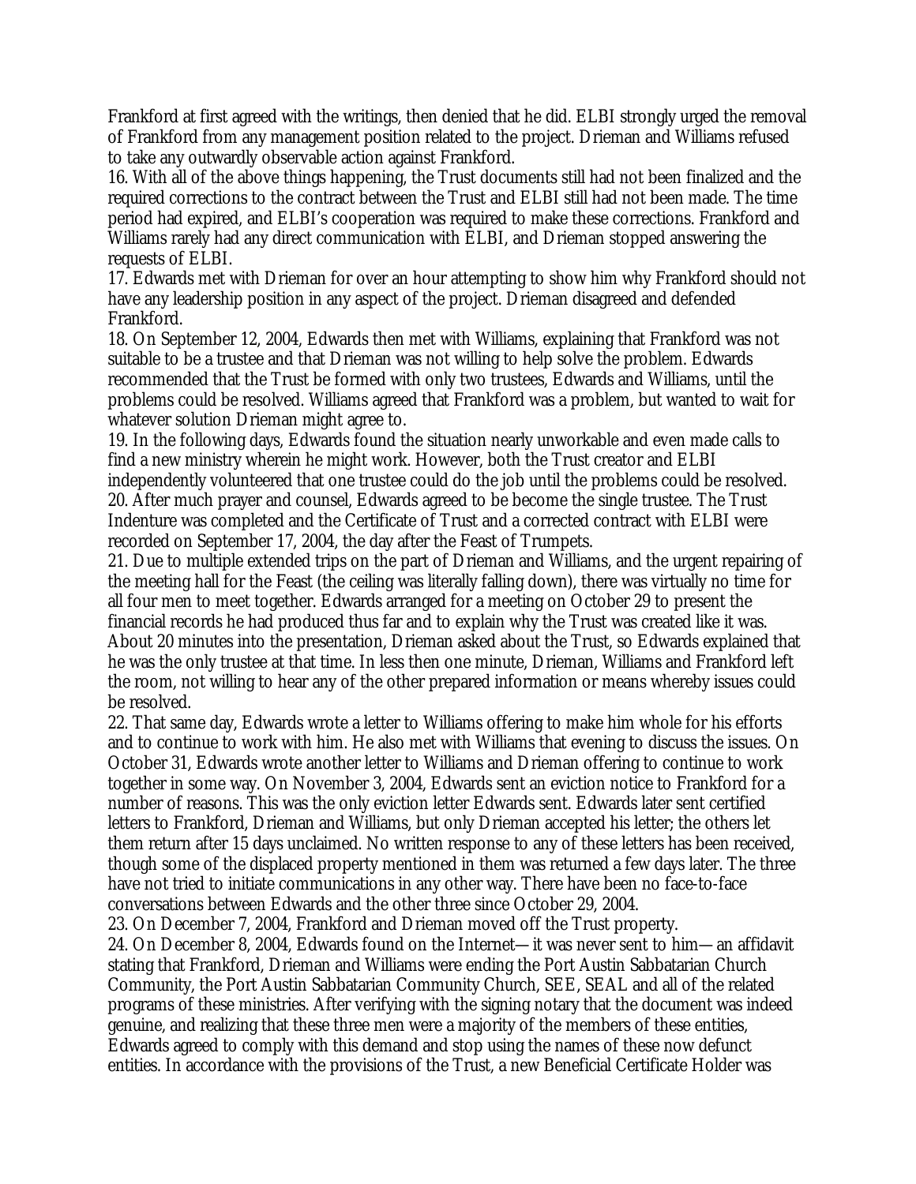Frankford at first agreed with the writings, then denied that he did. ELBI strongly urged the removal of Frankford from any management position related to the project. Drieman and Williams refused to take any outwardly observable action against Frankford.

16. With all of the above things happening, the Trust documents still had not been finalized and the required corrections to the contract between the Trust and ELBI still had not been made. The time period had expired, and ELBI's cooperation was required to make these corrections. Frankford and Williams rarely had any direct communication with ELBI, and Drieman stopped answering the requests of ELBI.

17. Edwards met with Drieman for over an hour attempting to show him why Frankford should not have any leadership position in any aspect of the project. Drieman disagreed and defended Frankford.

18. On September 12, 2004, Edwards then met with Williams, explaining that Frankford was not suitable to be a trustee and that Drieman was not willing to help solve the problem. Edwards recommended that the Trust be formed with only two trustees, Edwards and Williams, until the problems could be resolved. Williams agreed that Frankford was a problem, but wanted to wait for whatever solution Drieman might agree to.

19. In the following days, Edwards found the situation nearly unworkable and even made calls to find a new ministry wherein he might work. However, both the Trust creator and ELBI independently volunteered that one trustee could do the job until the problems could be resolved.

20. After much prayer and counsel, Edwards agreed to be become the single trustee. The Trust Indenture was completed and the Certificate of Trust and a corrected contract with ELBI were recorded on September 17, 2004, the day after the Feast of Trumpets.

21. Due to multiple extended trips on the part of Drieman and Williams, and the urgent repairing of the meeting hall for the Feast (the ceiling was literally falling down), there was virtually no time for all four men to meet together. Edwards arranged for a meeting on October 29 to present the financial records he had produced thus far and to explain why the Trust was created like it was. About 20 minutes into the presentation, Drieman asked about the Trust, so Edwards explained that he was the only trustee at that time. In less then one minute, Drieman, Williams and Frankford left the room, not willing to hear any of the other prepared information or means whereby issues could be resolved.

22. That same day, Edwards wrote a letter to Williams offering to make him whole for his efforts and to continue to work with him. He also met with Williams that evening to discuss the issues. On October 31, Edwards wrote another letter to Williams and Drieman offering to continue to work together in some way. On November 3, 2004, Edwards sent an eviction notice to Frankford for a number of reasons. This was the only eviction letter Edwards sent. Edwards later sent certified letters to Frankford, Drieman and Williams, but only Drieman accepted his letter; the others let them return after 15 days unclaimed. No written response to any of these letters has been received, though some of the displaced property mentioned in them was returned a few days later. The three have not tried to initiate communications in any other way. There have been no face-to-face conversations between Edwards and the other three since October 29, 2004.

23. On December 7, 2004, Frankford and Drieman moved off the Trust property.

24. On December 8, 2004, Edwards found on the Internet—it was never sent to him—an affidavit stating that Frankford, Drieman and Williams were ending the Port Austin Sabbatarian Church Community, the Port Austin Sabbatarian Community Church, SEE, SEAL and all of the related programs of these ministries. After verifying with the signing notary that the document was indeed genuine, and realizing that these three men were a majority of the members of these entities, Edwards agreed to comply with this demand and stop using the names of these now defunct entities. In accordance with the provisions of the Trust, a new Beneficial Certificate Holder was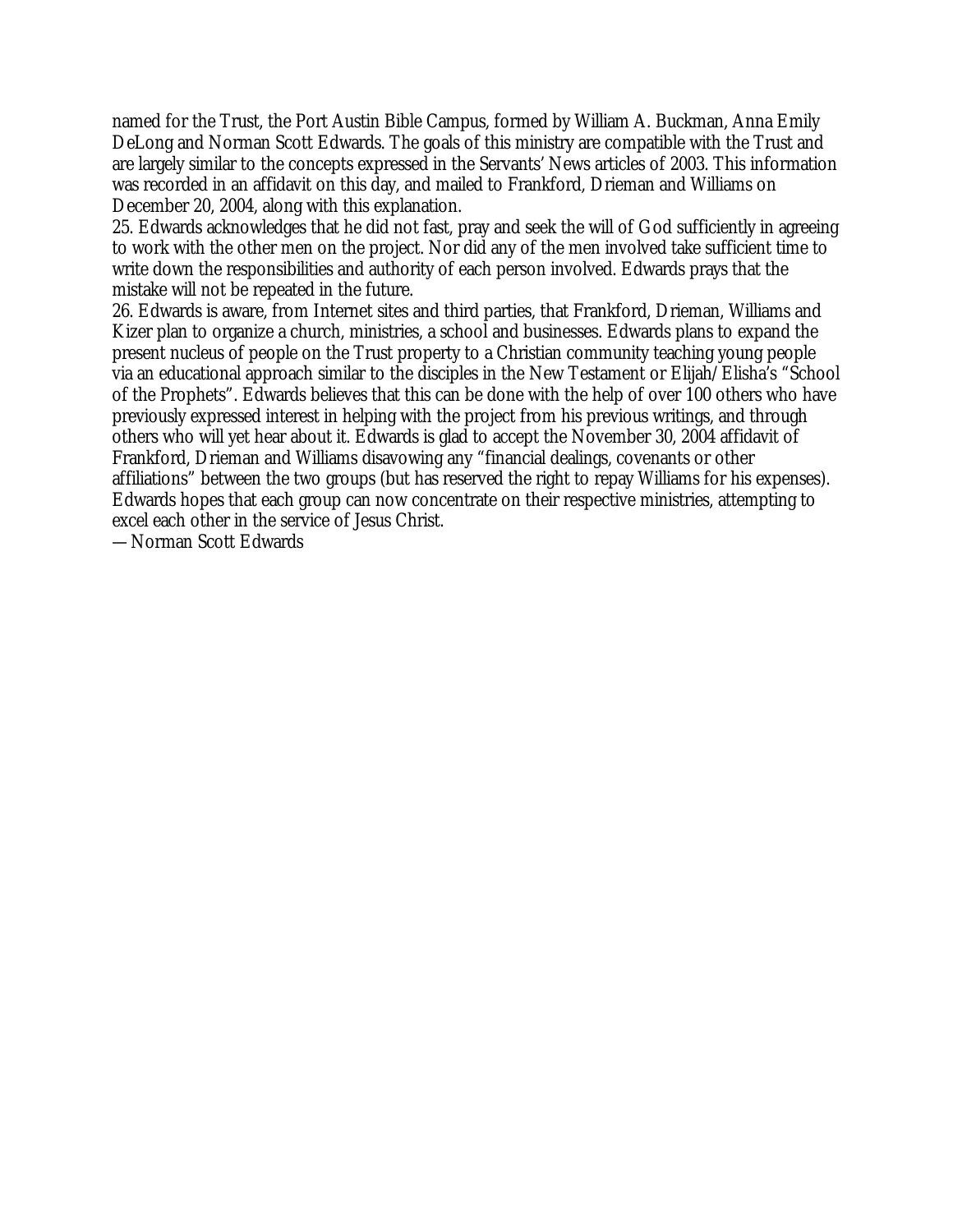named for the Trust, the Port Austin Bible Campus, formed by William A. Buckman, Anna Emily DeLong and Norman Scott Edwards. The goals of this ministry are compatible with the Trust and are largely similar to the concepts expressed in the Servants' News articles of 2003. This information was recorded in an affidavit on this day, and mailed to Frankford, Drieman and Williams on December 20, 2004, along with this explanation.

25. Edwards acknowledges that he did not fast, pray and seek the will of God sufficiently in agreeing to work with the other men on the project. Nor did any of the men involved take sufficient time to write down the responsibilities and authority of each person involved. Edwards prays that the mistake will not be repeated in the future.

26. Edwards is aware, from Internet sites and third parties, that Frankford, Drieman, Williams and Kizer plan to organize a church, ministries, a school and businesses. Edwards plans to expand the present nucleus of people on the Trust property to a Christian community teaching young people via an educational approach similar to the disciples in the New Testament or Elijah/Elisha's "School of the Prophets". Edwards believes that this can be done with the help of over 100 others who have previously expressed interest in helping with the project from his previous writings, and through others who will yet hear about it. Edwards is glad to accept the November 30, 2004 affidavit of Frankford, Drieman and Williams disavowing any "financial dealings, covenants or other affiliations" between the two groups (but has reserved the right to repay Williams for his expenses). Edwards hopes that each group can now concentrate on their respective ministries, attempting to excel each other in the service of Jesus Christ.

—Norman Scott Edwards